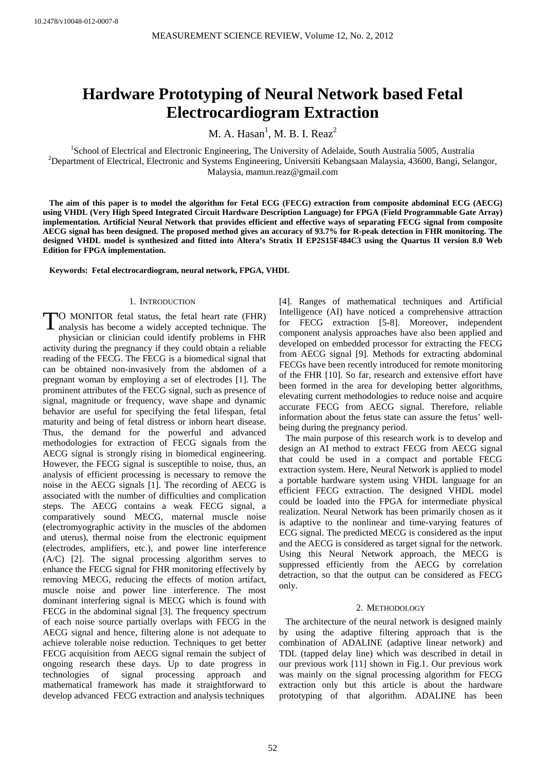10.2478/v10048-012-0007-8

# Hardware Prototyping of Neural Network based Fetal Electrocardiogram Extraction

M. A. Hasan[1], M. B. I. Reaz[2]

[1]School of Electrical and Electronic Engineering, The University of Adelaide, South Australia 5005, Australia
[2]Department of Electrical, Electronic and Systems Engineering, Universiti Kebangsaan Malaysia, 43600, Bangi, Selangor, Malaysia, mamun.reaz@gmail.com

**The aim of this paper is to model the algorithm for Fetal ECG (FECG) extraction from composite abdominal ECG (AECG) using VHDL (Very High Speed Integrated Circuit Hardware Description Language) for FPGA (Field Programmable Gate Array) implementation. Artificial Neural Network that provides efficient and effective ways of separating FECG signal from composite AECG signal has been designed. The proposed method gives an accuracy of 93.7% for R-peak detection in FHR monitoring. The designed VHDL model is synthesized and fitted into Altera's Stratix II EP2S15F484C3 using the Quartus II version 8.0 Web Edition for FPGA implementation.**

**Keywords: Fetal electrocardiogram, neural network, FPGA, VHDL**

## 1. Introduction

To monitor fetal status, the fetal heart rate (FHR) analysis has become a widely accepted technique. The physician or clinician could identify problems in FHR activity during the pregnancy if they could obtain a reliable reading of the FECG. The FECG is a biomedical signal that can be obtained non-invasively from the abdomen of a pregnant woman by employing a set of electrodes [1]. The prominent attributes of the FECG signal, such as presence of signal, magnitude or frequency, wave shape and dynamic behavior are useful for specifying the fetal lifespan, fetal maturity and being of fetal distress or inborn heart disease. Thus, the demand for the powerful and advanced methodologies for extraction of FECG signals from the AECG signal is strongly rising in biomedical engineering. However, the FECG signal is susceptible to noise, thus, an analysis of efficient processing is necessary to remove the noise in the AECG signals [1]. The recording of AECG is associated with the number of difficulties and complication steps. The AECG contains a weak FECG signal, a comparatively sound MECG, maternal muscle noise (electromyographic activity in the muscles of the abdomen and uterus), thermal noise from the electronic equipment (electrodes, amplifiers, etc.), and power line interference (A/C) [2]. The signal processing algorithm serves to enhance the FECG signal for FHR monitoring effectively by removing MECG, reducing the effects of motion artifact, muscle noise and power line interference. The most dominant interfering signal is MECG which is found with FECG in the abdominal signal [3]. The frequency spectrum of each noise source partially overlaps with FECG in the AECG signal and hence, filtering alone is not adequate to achieve tolerable noise reduction. Techniques to get better FECG acquisition from AECG signal remain the subject of ongoing research these days. Up to date progress in technologies of signal processing approach and mathematical framework has made it straightforward to develop advanced FECG extraction and analysis techniques [4]. Ranges of mathematical techniques and Artificial Intelligence (AI) have noticed a comprehensive attraction for FECG extraction [5-8]. Moreover, independent component analysis approaches have also been applied and developed on embedded processor for extracting the FECG from AECG signal [9]. Methods for extracting abdominal FECGs have been recently introduced for remote monitoring of the FHR [10]. So far, research and extensive effort have been formed in the area for developing better algorithms, elevating current methodologies to reduce noise and acquire accurate FECG from AECG signal. Therefore, reliable information about the fetus state can assure the fetus' well-being during the pregnancy period.

The main purpose of this research work is to develop and design an AI method to extract FECG from AECG signal that could be used in a compact and portable FECG extraction system. Here, Neural Network is applied to model a portable hardware system using VHDL language for an efficient FECG extraction. The designed VHDL model could be loaded into the FPGA for intermediate physical realization. Neural Network has been primarily chosen as it is adaptive to the nonlinear and time-varying features of ECG signal. The predicted MECG is considered as the input and the AECG is considered as target signal for the network. Using this Neural Network approach, the MECG is suppressed efficiently from the AECG by correlation detraction, so that the output can be considered as FECG only.

## 2. Methodology

The architecture of the neural network is designed mainly by using the adaptive filtering approach that is the combination of ADALINE (adaptive linear network) and TDL (tapped delay line) which was described in detail in our previous work [11] shown in Fig.1. Our previous work was mainly on the signal processing algorithm for FECG extraction only but this article is about the hardware prototyping of that algorithm. ADALINE has been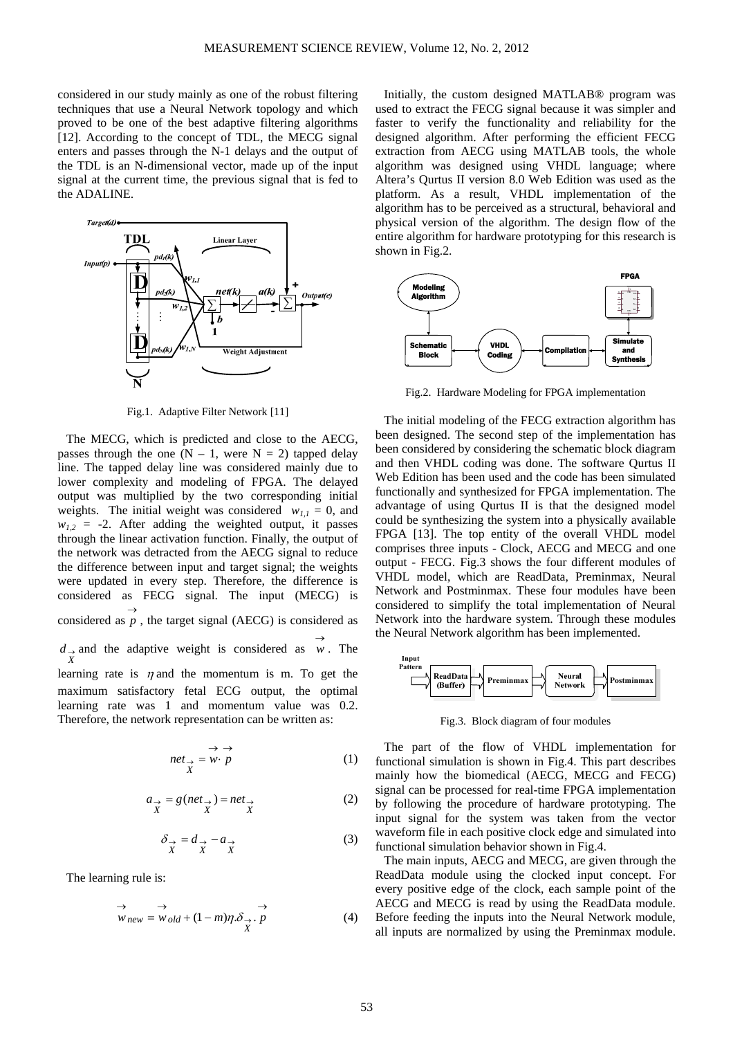considered in our study mainly as one of the robust filtering techniques that use a Neural Network topology and which proved to be one of the best adaptive filtering algorithms [12]. According to the concept of TDL, the MECG signal enters and passes through the N-1 delays and the output of the TDL is an N-dimensional vector, made up of the input signal at the current time, the previous signal that is fed to the ADALINE.

Fig.1. Adaptive Filter Network [11]

The MECG, which is predicted and close to the AECG, passes through the one (N – 1, were N = 2) tapped delay line. The tapped delay line was considered mainly due to lower complexity and modeling of FPGA. The delayed output was multiplied by the two corresponding initial weights. The initial weight was considered $w_{1,1} = 0$, and $w_{1,2} = -2$. After adding the weighted output, it passes through the linear activation function. Finally, the output of the network was detracted from the AECG signal to reduce the difference between input and target signal; the weights were updated in every step. Therefore, the difference is considered as FECG signal. The input (MECG) is considered as $\vec{p}$, the target signal (AECG) is considered as $d_{\vec{X}}$ and the adaptive weight is considered as $\vec{w}$. The learning rate is $\eta$ and the momentum is m. To get the maximum satisfactory fetal ECG output, the optimal learning rate was 1 and momentum value was 0.2. Therefore, the network representation can be written as:

$$net_{\vec{X}} = \vec{w} \cdot \vec{p} \tag{1}$$

$$a_{\vec{X}} = g(net_{\vec{X}}) = net_{\vec{X}} \tag{2}$$

$$\delta_{\vec{X}} = d_{\vec{X}} - a_{\vec{X}} \tag{3}$$

The learning rule is:

$$\vec{w}_{new} = \vec{w}_{old} + (1-m)\eta.\delta_{\vec{X}}.\vec{p} \tag{4}$$

Initially, the custom designed MATLAB® program was used to extract the FECG signal because it was simpler and faster to verify the functionality and reliability for the designed algorithm. After performing the efficient FECG extraction from AECG using MATLAB tools, the whole algorithm was designed using VHDL language; where Altera's Qurtus II version 8.0 Web Edition was used as the platform. As a result, VHDL implementation of the algorithm has to be perceived as a structural, behavioral and physical version of the algorithm. The design flow of the entire algorithm for hardware prototyping for this research is shown in Fig.2.

Fig.2. Hardware Modeling for FPGA implementation

The initial modeling of the FECG extraction algorithm has been designed. The second step of the implementation has been considered by considering the schematic block diagram and then VHDL coding was done. The software Qurtus II Web Edition has been used and the code has been simulated functionally and synthesized for FPGA implementation. The advantage of using Qurtus II is that the designed model could be synthesizing the system into a physically available FPGA [13]. The top entity of the overall VHDL model comprises three inputs - Clock, AECG and MECG and one output - FECG. Fig.3 shows the four different modules of VHDL model, which are ReadData, Preminmax, Neural Network and Postminmax. These four modules have been considered to simplify the total implementation of Neural Network into the hardware system. Through these modules the Neural Network algorithm has been implemented.

Fig.3. Block diagram of four modules

The part of the flow of VHDL implementation for functional simulation is shown in Fig.4. This part describes mainly how the biomedical (AECG, MECG and FECG) signal can be processed for real-time FPGA implementation by following the procedure of hardware prototyping. The input signal for the system was taken from the vector waveform file in each positive clock edge and simulated into functional simulation behavior shown in Fig.4.

The main inputs, AECG and MECG, are given through the ReadData module using the clocked input concept. For every positive edge of the clock, each sample point of the AECG and MECG is read by using the ReadData module. Before feeding the inputs into the Neural Network module, all inputs are normalized by using the Preminmax module.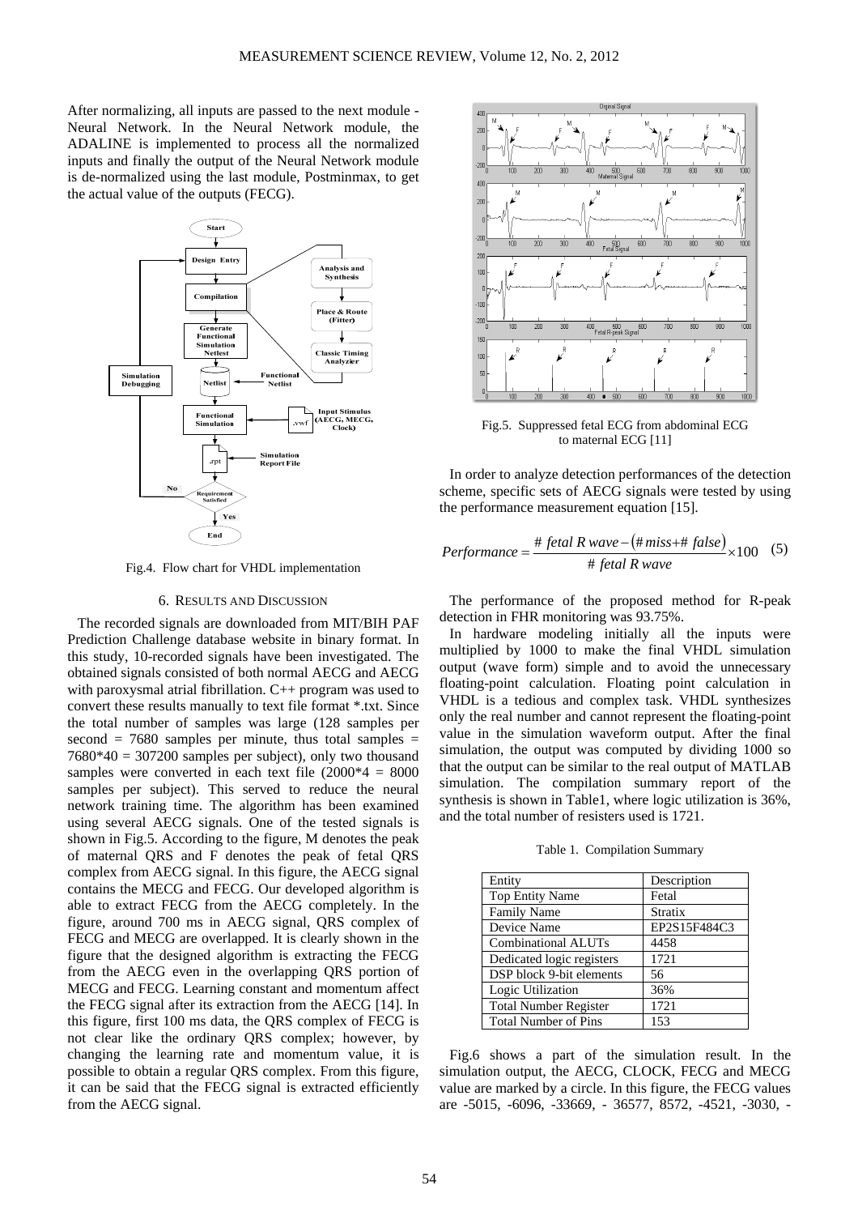After normalizing, all inputs are passed to the next module - Neural Network. In the Neural Network module, the ADALINE is implemented to process all the normalized inputs and finally the output of the Neural Network module is de-normalized using the last module, Postminmax, to get the actual value of the outputs (FECG).

Fig.4. Flow chart for VHDL implementation

## 6. RESULTS AND DISCUSSION

The recorded signals are downloaded from MIT/BIH PAF Prediction Challenge database website in binary format. In this study, 10-recorded signals have been investigated. The obtained signals consisted of both normal AECG and AECG with paroxysmal atrial fibrillation. C++ program was used to convert these results manually to text file format *.txt. Since the total number of samples was large (128 samples per second = 7680 samples per minute, thus total samples = 7680*40 = 307200 samples per subject), only two thousand samples were converted in each text file (2000*4 = 8000 samples per subject). This served to reduce the neural network training time. The algorithm has been examined using several AECG signals. One of the tested signals is shown in Fig.5. According to the figure, M denotes the peak of maternal QRS and F denotes the peak of fetal QRS complex from AECG signal. In this figure, the AECG signal contains the MECG and FECG. Our developed algorithm is able to extract FECG from the AECG completely. In the figure, around 700 ms in AECG signal, QRS complex of FECG and MECG are overlapped. It is clearly shown in the figure that the designed algorithm is extracting the FECG from the AECG even in the overlapping QRS portion of MECG and FECG. Learning constant and momentum affect the FECG signal after its extraction from the AECG [14]. In this figure, first 100 ms data, the QRS complex of FECG is not clear like the ordinary QRS complex; however, by changing the learning rate and momentum value, it is possible to obtain a regular QRS complex. From this figure, it can be said that the FECG signal is extracted efficiently from the AECG signal.

Fig.5. Suppressed fetal ECG from abdominal ECG to maternal ECG [11]

In order to analyze detection performances of the detection scheme, specific sets of AECG signals were tested by using the performance measurement equation [15].

$$Performance = \frac{\#\ fetal\ R\ wave - (\#\ miss + \#\ false)}{\#\ fetal\ R\ wave} \times 100 \quad (5)$$

The performance of the proposed method for R-peak detection in FHR monitoring was 93.75%.

In hardware modeling initially all the inputs were multiplied by 1000 to make the final VHDL simulation output (wave form) simple and to avoid the unnecessary floating-point calculation. Floating point calculation in VHDL is a tedious and complex task. VHDL synthesizes only the real number and cannot represent the floating-point value in the simulation waveform output. After the final simulation, the output was computed by dividing 1000 so that the output can be similar to the real output of MATLAB simulation. The compilation summary report of the synthesis is shown in Table1, where logic utilization is 36%, and the total number of resisters used is 1721.

Table 1. Compilation Summary

| Entity | Description |
|---|---|
| Top Entity Name | Fetal |
| Family Name | Stratix |
| Device Name | EP2S15F484C3 |
| Combinational ALUTs | 4458 |
| Dedicated logic registers | 1721 |
| DSP block 9-bit elements | 56 |
| Logic Utilization | 36% |
| Total Number Register | 1721 |
| Total Number of Pins | 153 |

Fig.6 shows a part of the simulation result. In the simulation output, the AECG, CLOCK, FECG and MECG value are marked by a circle. In this figure, the FECG values are -5015, -6096, -33669, - 36577, 8572, -4521, -3030, -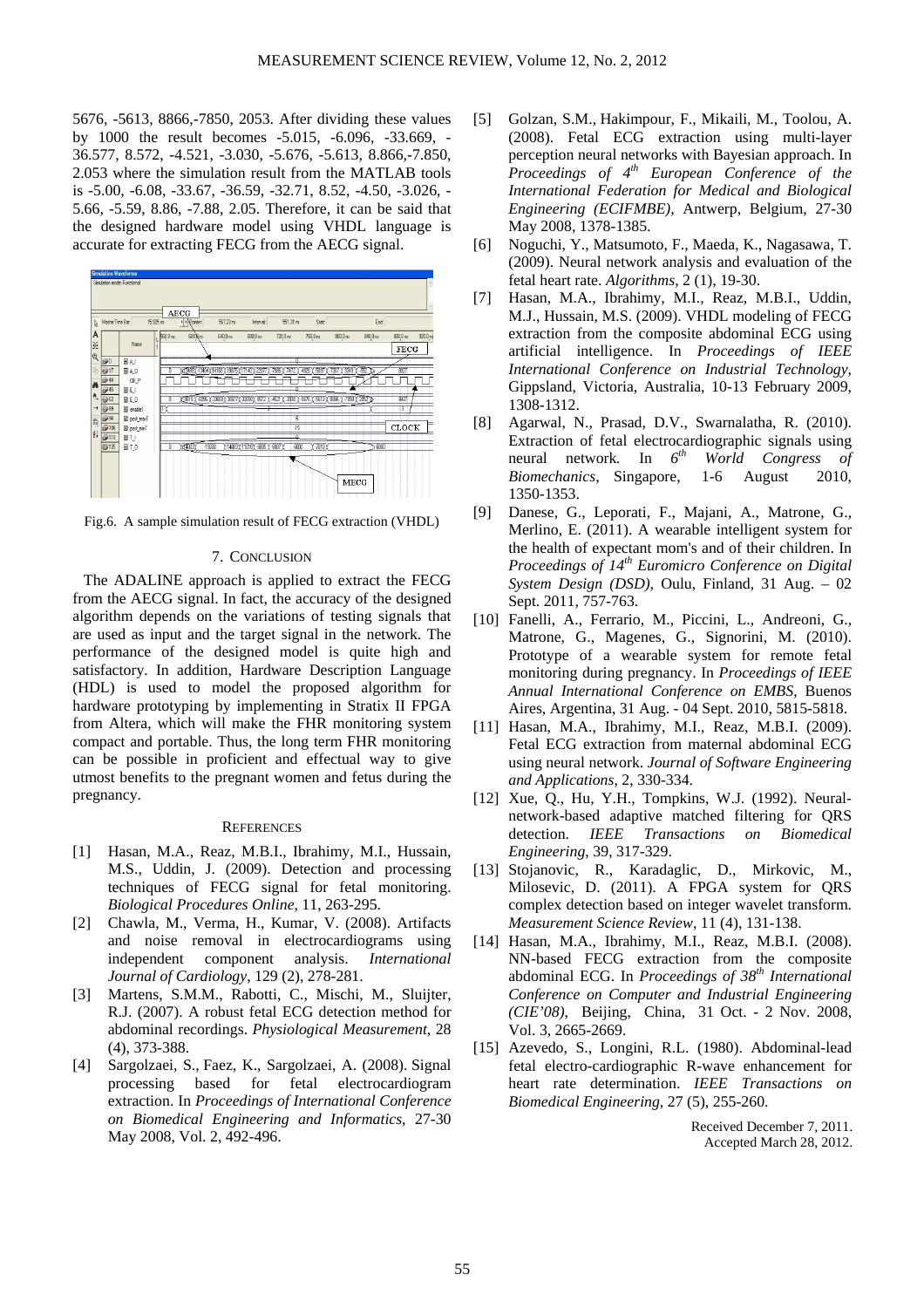5676, -5613, 8866,-7850, 2053. After dividing these values by 1000 the result becomes -5.015, -6.096, -33.669, -36.577, 8.572, -4.521, -3.030, -5.676, -5.613, 8.866,-7.850, 2.053 where the simulation result from the MATLAB tools is -5.00, -6.08, -33.67, -36.59, -32.71, 8.52, -4.50, -3.026, -5.66, -5.59, 8.86, -7.88, 2.05. Therefore, it can be said that the designed hardware model using VHDL language is accurate for extracting FECG from the AECG signal.

AECG

FECG

CLOCK

MECG

Fig.6. A sample simulation result of FECG extraction (VHDL)

## 7. CONCLUSION

The ADALINE approach is applied to extract the FECG from the AECG signal. In fact, the accuracy of the designed algorithm depends on the variations of testing signals that are used as input and the target signal in the network. The performance of the designed model is quite high and satisfactory. In addition, Hardware Description Language (HDL) is used to model the proposed algorithm for hardware prototyping by implementing in Stratix II FPGA from Altera, which will make the FHR monitoring system compact and portable. Thus, the long term FHR monitoring can be possible in proficient and effectual way to give utmost benefits to the pregnant women and fetus during the pregnancy.

## REFERENCES

[1] Hasan, M.A., Reaz, M.B.I., Ibrahimy, M.I., Hussain, M.S., Uddin, J. (2009). Detection and processing techniques of FECG signal for fetal monitoring. *Biological Procedures Online*, 11, 263-295.

[2] Chawla, M., Verma, H., Kumar, V. (2008). Artifacts and noise removal in electrocardiograms using independent component analysis. *International Journal of Cardiology*, 129 (2), 278-281.

[3] Martens, S.M.M., Rabotti, C., Mischi, M., Sluijter, R.J. (2007). A robust fetal ECG detection method for abdominal recordings. *Physiological Measurement*, 28 (4), 373-388.

[4] Sargolzaei, S., Faez, K., Sargolzaei, A. (2008). Signal processing based for fetal electrocardiogram extraction. In *Proceedings of International Conference on Biomedical Engineering and Informatics*, 27-30 May 2008, Vol. 2, 492-496.

[5] Golzan, S.M., Hakimpour, F., Mikaili, M., Toolou, A. (2008). Fetal ECG extraction using multi-layer perception neural networks with Bayesian approach. In *Proceedings of 4th European Conference of the International Federation for Medical and Biological Engineering (ECIFMBE)*, Antwerp, Belgium, 27-30 May 2008, 1378-1385.

[6] Noguchi, Y., Matsumoto, F., Maeda, K., Nagasawa, T. (2009). Neural network analysis and evaluation of the fetal heart rate. *Algorithms*, 2 (1), 19-30.

[7] Hasan, M.A., Ibrahimy, M.I., Reaz, M.B.I., Uddin, M.J., Hussain, M.S. (2009). VHDL modeling of FECG extraction from the composite abdominal ECG using artificial intelligence. In *Proceedings of IEEE International Conference on Industrial Technology*, Gippsland, Victoria, Australia, 10-13 February 2009, 1308-1312.

[8] Agarwal, N., Prasad, D.V., Swarnalatha, R. (2010). Extraction of fetal electrocardiographic signals using neural network. In *6th World Congress of Biomechanics*, Singapore, 1-6 August 2010, 1350-1353.

[9] Danese, G., Leporati, F., Majani, A., Matrone, G., Merlino, E. (2011). A wearable intelligent system for the health of expectant mom's and of their children. In *Proceedings of 14th Euromicro Conference on Digital System Design (DSD)*, Oulu, Finland, 31 Aug. – 02 Sept. 2011, 757-763.

[10] Fanelli, A., Ferrario, M., Piccini, L., Andreoni, G., Matrone, G., Magenes, G., Signorini, M. (2010). Prototype of a wearable system for remote fetal monitoring during pregnancy. In *Proceedings of IEEE Annual International Conference on EMBS*, Buenos Aires, Argentina, 31 Aug. - 04 Sept. 2010, 5815-5818.

[11] Hasan, M.A., Ibrahimy, M.I., Reaz, M.B.I. (2009). Fetal ECG extraction from maternal abdominal ECG using neural network. *Journal of Software Engineering and Applications*, 2, 330-334.

[12] Xue, Q., Hu, Y.H., Tompkins, W.J. (1992). Neural-network-based adaptive matched filtering for QRS detection. *IEEE Transactions on Biomedical Engineering*, 39, 317-329.

[13] Stojanovic, R., Karadaglic, D., Mirkovic, M., Milosevic, D. (2011). A FPGA system for QRS complex detection based on integer wavelet transform. *Measurement Science Review*, 11 (4), 131-138.

[14] Hasan, M.A., Ibrahimy, M.I., Reaz, M.B.I. (2008). NN-based FECG extraction from the composite abdominal ECG. In *Proceedings of 38th International Conference on Computer and Industrial Engineering (CIE'08)*, Beijing, China, 31 Oct. - 2 Nov. 2008, Vol. 3, 2665-2669.

[15] Azevedo, S., Longini, R.L. (1980). Abdominal-lead fetal electro-cardiographic R-wave enhancement for heart rate determination. *IEEE Transactions on Biomedical Engineering*, 27 (5), 255-260.

Received December 7, 2011.
Accepted March 28, 2012.